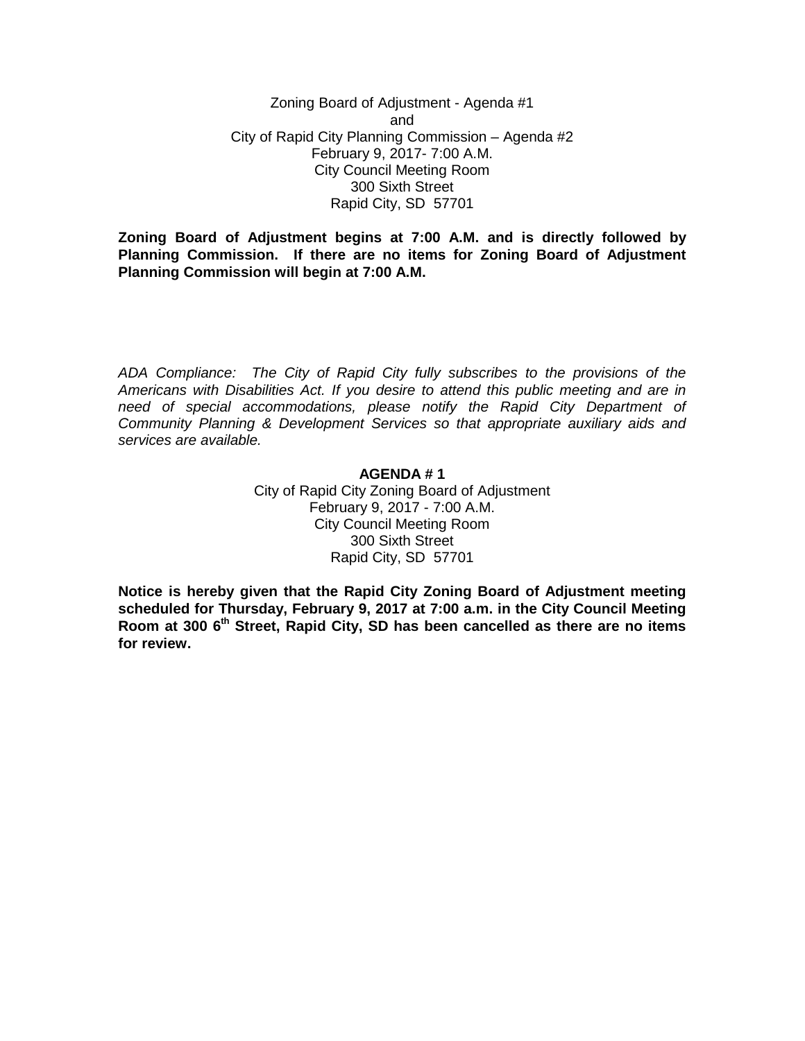Zoning Board of Adjustment - Agenda #1
and
City of Rapid City Planning Commission – Agenda #2
February 9, 2017- 7:00 A.M.
City Council Meeting Room
300 Sixth Street
Rapid City, SD 57701

**Zoning Board of Adjustment begins at 7:00 A.M. and is directly followed by Planning Commission. If there are no items for Zoning Board of Adjustment Planning Commission will begin at 7:00 A.M.**

*ADA Compliance: The City of Rapid City fully subscribes to the provisions of the Americans with Disabilities Act. If you desire to attend this public meeting and are in need of special accommodations, please notify the Rapid City Department of Community Planning & Development Services so that appropriate auxiliary aids and services are available.*

**AGENDA # 1**

City of Rapid City Zoning Board of Adjustment
February 9, 2017 - 7:00 A.M.
City Council Meeting Room
300 Sixth Street
Rapid City, SD 57701

**Notice is hereby given that the Rapid City Zoning Board of Adjustment meeting scheduled for Thursday, February 9, 2017 at 7:00 a.m. in the City Council Meeting Room at 300 6th Street, Rapid City, SD has been cancelled as there are no items for review.**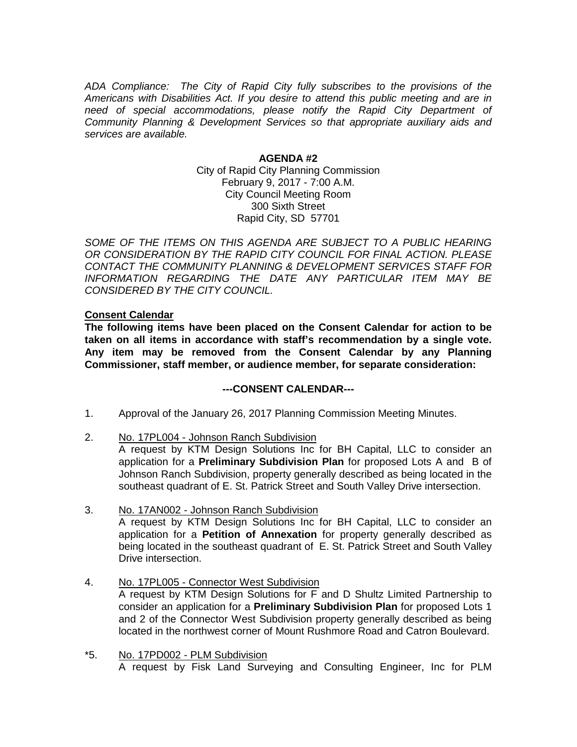*ADA Compliance: The City of Rapid City fully subscribes to the provisions of the Americans with Disabilities Act. If you desire to attend this public meeting and are in need of special accommodations, please notify the Rapid City Department of Community Planning & Development Services so that appropriate auxiliary aids and services are available.*

**AGENDA #2**

City of Rapid City Planning Commission
February 9, 2017 - 7:00 A.M.
City Council Meeting Room
300 Sixth Street
Rapid City, SD 57701

*SOME OF THE ITEMS ON THIS AGENDA ARE SUBJECT TO A PUBLIC HEARING OR CONSIDERATION BY THE RAPID CITY COUNCIL FOR FINAL ACTION. PLEASE CONTACT THE COMMUNITY PLANNING & DEVELOPMENT SERVICES STAFF FOR INFORMATION REGARDING THE DATE ANY PARTICULAR ITEM MAY BE CONSIDERED BY THE CITY COUNCIL.*

**Consent Calendar**

**The following items have been placed on the Consent Calendar for action to be taken on all items in accordance with staff's recommendation by a single vote. Any item may be removed from the Consent Calendar by any Planning Commissioner, staff member, or audience member, for separate consideration:**

**---CONSENT CALENDAR---**

1. Approval of the January 26, 2017 Planning Commission Meeting Minutes.

2. No. 17PL004 - Johnson Ranch Subdivision
   A request by KTM Design Solutions Inc for BH Capital, LLC to consider an application for a **Preliminary Subdivision Plan** for proposed Lots A and B of Johnson Ranch Subdivision, property generally described as being located in the southeast quadrant of E. St. Patrick Street and South Valley Drive intersection.

3. No. 17AN002 - Johnson Ranch Subdivision
   A request by KTM Design Solutions Inc for BH Capital, LLC to consider an application for a **Petition of Annexation** for property generally described as being located in the southeast quadrant of E. St. Patrick Street and South Valley Drive intersection.

4. No. 17PL005 - Connector West Subdivision
   A request by KTM Design Solutions for F and D Shultz Limited Partnership to consider an application for a **Preliminary Subdivision Plan** for proposed Lots 1 and 2 of the Connector West Subdivision property generally described as being located in the northwest corner of Mount Rushmore Road and Catron Boulevard.

*5. No. 17PD002 - PLM Subdivision
   A request by Fisk Land Surveying and Consulting Engineer, Inc for PLM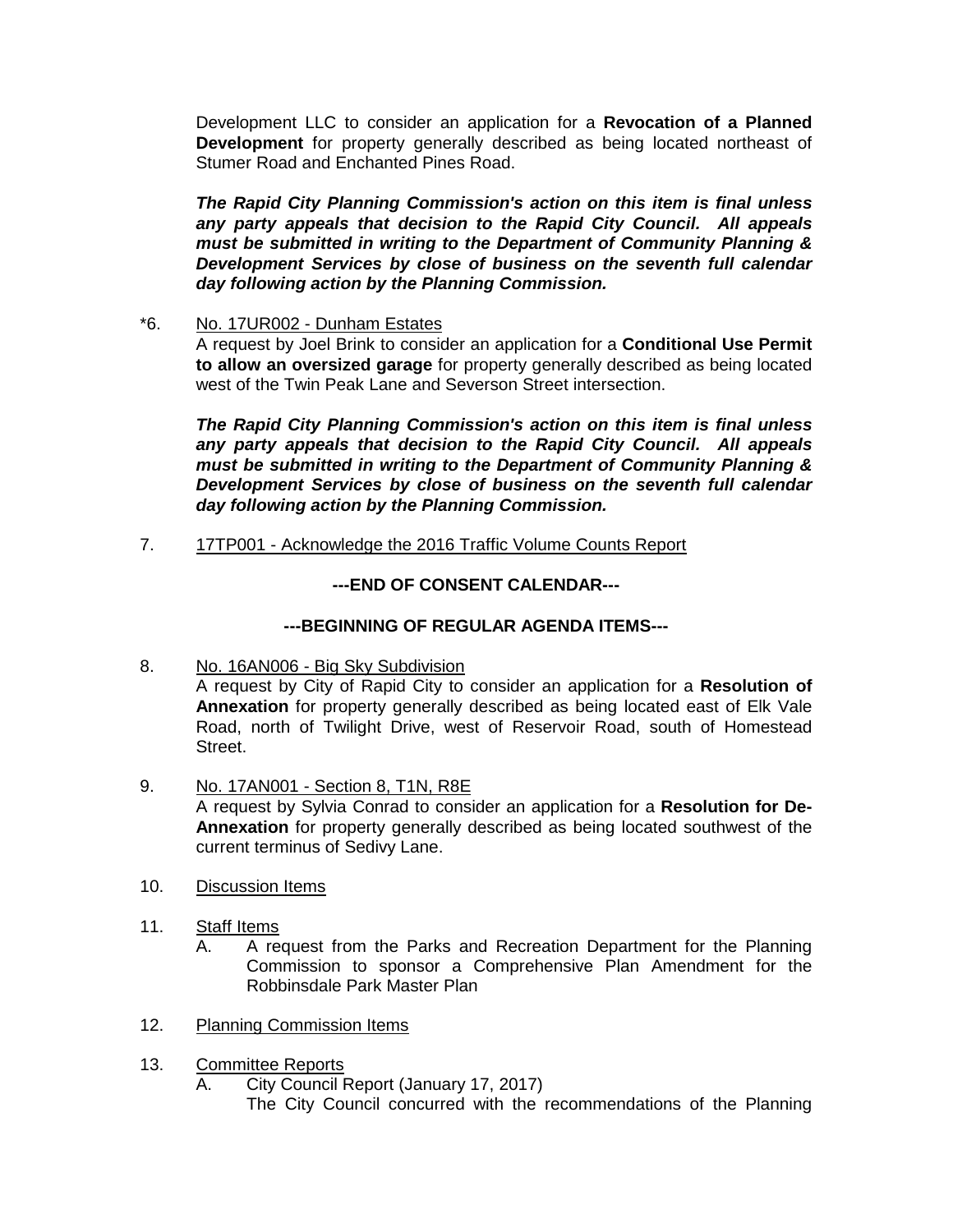Development LLC to consider an application for a **Revocation of a Planned Development** for property generally described as being located northeast of Stumer Road and Enchanted Pines Road.

***The Rapid City Planning Commission's action on this item is final unless any party appeals that decision to the Rapid City Council. All appeals must be submitted in writing to the Department of Community Planning & Development Services by close of business on the seventh full calendar day following action by the Planning Commission.***

*6. No. 17UR002 - Dunham Estates

A request by Joel Brink to consider an application for a **Conditional Use Permit to allow an oversized garage** for property generally described as being located west of the Twin Peak Lane and Severson Street intersection.

***The Rapid City Planning Commission's action on this item is final unless any party appeals that decision to the Rapid City Council. All appeals must be submitted in writing to the Department of Community Planning & Development Services by close of business on the seventh full calendar day following action by the Planning Commission.***

7. 17TP001 - Acknowledge the 2016 Traffic Volume Counts Report

**---END OF CONSENT CALENDAR---**

**---BEGINNING OF REGULAR AGENDA ITEMS---**

8. No. 16AN006 - Big Sky Subdivision

A request by City of Rapid City to consider an application for a **Resolution of Annexation** for property generally described as being located east of Elk Vale Road, north of Twilight Drive, west of Reservoir Road, south of Homestead Street.

9. No. 17AN001 - Section 8, T1N, R8E

A request by Sylvia Conrad to consider an application for a **Resolution for De-Annexation** for property generally described as being located southwest of the current terminus of Sedivy Lane.

10. Discussion Items

11. Staff Items

 A. A request from the Parks and Recreation Department for the Planning Commission to sponsor a Comprehensive Plan Amendment for the Robbinsdale Park Master Plan

12. Planning Commission Items

13. Committee Reports

 A. City Council Report (January 17, 2017)

 The City Council concurred with the recommendations of the Planning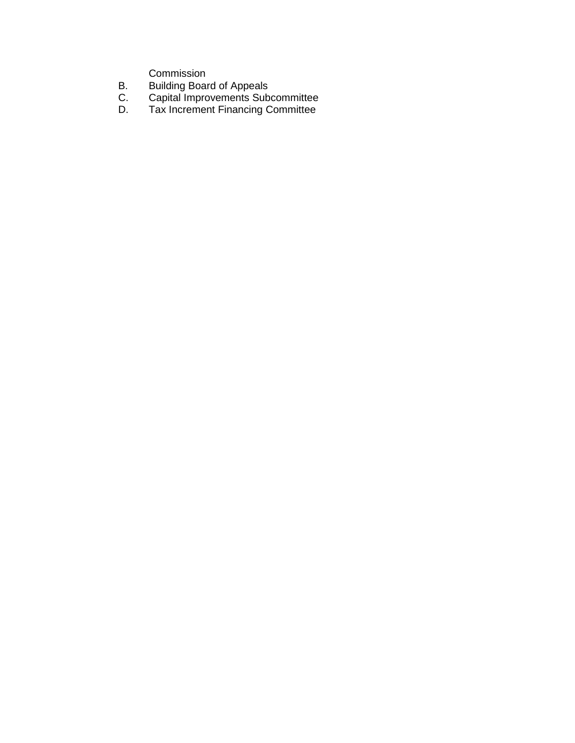Commission

B. Building Board of Appeals
C. Capital Improvements Subcommittee
D. Tax Increment Financing Committee